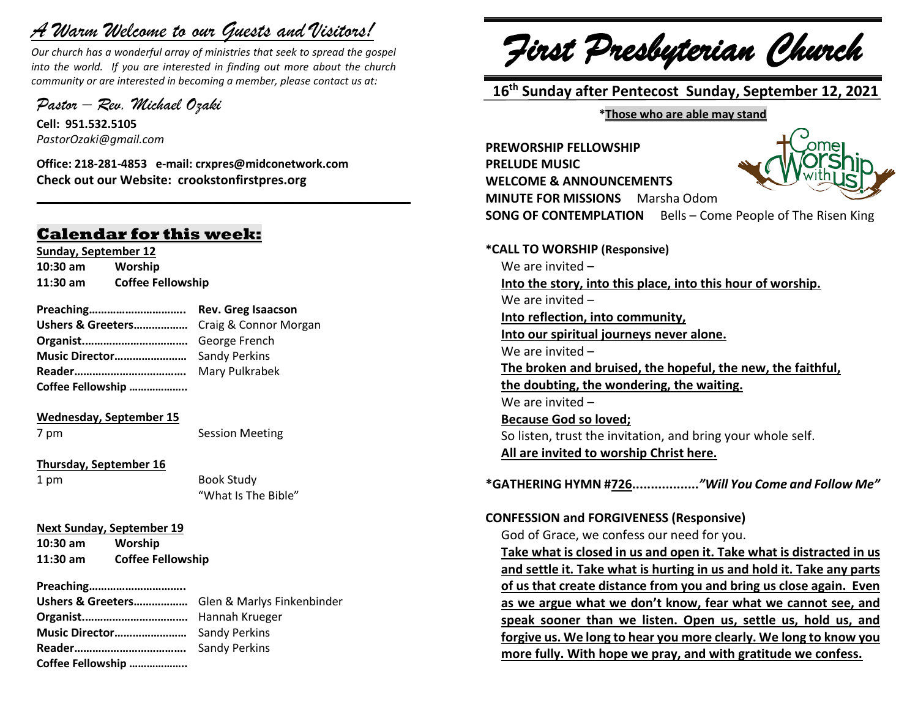# *A Warm Welcome to our Guests and Visitors!*

*Our church has a wonderful array of ministries that seek to spread the gospel into the world. If you are interested in finding out more about the church community or are interested in becoming a member, please contact us at:*

*Pastor – Rev. Michael Ozaki*

**Cell: 951.532.5105**
*PastorOzaki@gmail.com*

**Office: 218-281-4853 e-mail: crxpres@midconetwork.com**
**Check out our Website: crookstonfirstpres.org**

## Calendar for this week:

**Sunday, September 12**
**10:30 am** **Worship**
**11:30 am** **Coffee Fellowship**

**Preaching…………………………..** **Rev. Greg Isaacson**
**Ushers & Greeters………………** Craig & Connor Morgan
**Organist……………………………..** George French
**Music Director……………………** Sandy Perkins
**Reader……………………………….** Mary Pulkrabek
**Coffee Fellowship ………………..**

**Wednesday, September 15**
7 pm Session Meeting

**Thursday, September 16**
1 pm Book Study
"What Is The Bible"

**Next Sunday, September 19**
**10:30 am** **Worship**
**11:30 am** **Coffee Fellowship**

**Preaching…………………………..**
**Ushers & Greeters………………** Glen & Marlys Finkenbinder
**Organist……………………………..** Hannah Krueger
**Music Director……………………** Sandy Perkins
**Reader……………………………….** Sandy Perkins
**Coffee Fellowship ………………..**

# *First Presbyterian Church*

## 16th Sunday after Pentecost Sunday, September 12, 2021

**\*Those who are able may stand**

**PREWORSHIP FELLOWSHIP**
**PRELUDE MUSIC**
**WELCOME & ANNOUNCEMENTS**
**MINUTE FOR MISSIONS** Marsha Odom
**SONG OF CONTEMPLATION** Bells – Come People of The Risen King

**\*CALL TO WORSHIP (Responsive)**

We are invited –
**Into the story, into this place, into this hour of worship.**
We are invited –
**Into reflection, into community,**
**Into our spiritual journeys never alone.**
We are invited –
**The broken and bruised, the hopeful, the new, the faithful,**
**the doubting, the wondering, the waiting.**
We are invited –
**Because God so loved;**
So listen, trust the invitation, and bring your whole self.
**All are invited to worship Christ here.**

**\*GATHERING HYMN #726..................*"Will You Come and Follow Me"***

**CONFESSION and FORGIVENESS (Responsive)**

God of Grace, we confess our need for you.
**Take what is closed in us and open it. Take what is distracted in us and settle it. Take what is hurting in us and hold it. Take any parts of us that create distance from you and bring us close again. Even as we argue what we don't know, fear what we cannot see, and speak sooner than we listen. Open us, settle us, hold us, and forgive us. We long to hear you more clearly. We long to know you more fully. With hope we pray, and with gratitude we confess.**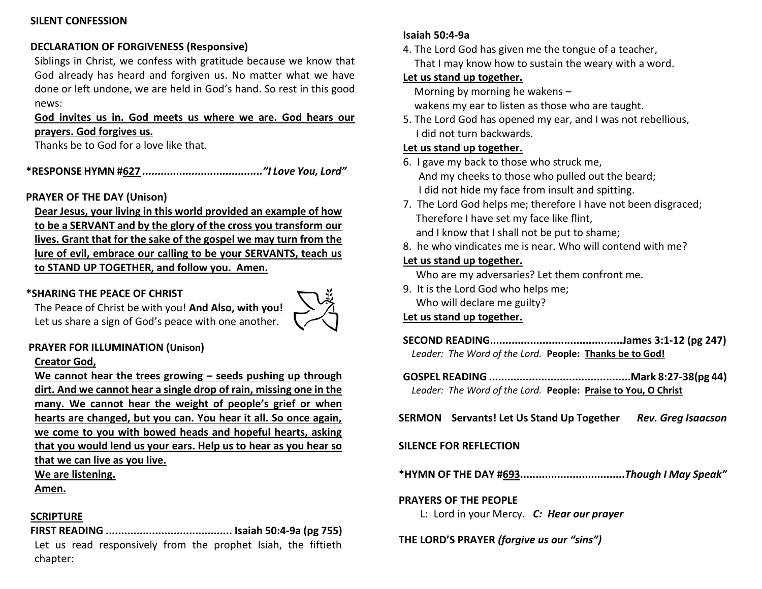**SILENT CONFESSION**

**DECLARATION OF FORGIVENESS (Responsive)**

Siblings in Christ, we confess with gratitude because we know that God already has heard and forgiven us. No matter what we have done or left undone, we are held in God's hand. So rest in this good news:

**God invites us in. God meets us where we are. God hears our prayers. God forgives us.**

Thanks be to God for a love like that.

**\*RESPONSE HYMN #627 ....................................... *"I Love You, Lord"***

**PRAYER OF THE DAY (Unison)**

**Dear Jesus, your living in this world provided an example of how to be a SERVANT and by the glory of the cross you transform our lives. Grant that for the sake of the gospel we may turn from the lure of evil, embrace our calling to be your SERVANTS, teach us to STAND UP TOGETHER, and follow you. Amen.**

**\*SHARING THE PEACE OF CHRIST**

The Peace of Christ be with you! **And Also, with you!**

Let us share a sign of God's peace with one another.

**PRAYER FOR ILLUMINATION (Unison)**

**Creator God,**

**We cannot hear the trees growing – seeds pushing up through dirt. And we cannot hear a single drop of rain, missing one in the many. We cannot hear the weight of people's grief or when hearts are changed, but you can. You hear it all. So once again, we come to you with bowed heads and hopeful hearts, asking that you would lend us your ears. Help us to hear as you hear so that we can live as you live.**

**We are listening.**

**Amen.**

**SCRIPTURE**

**FIRST READING ......................................... Isaiah 50:4-9a (pg 755)**

Let us read responsively from the prophet Isiah, the fiftieth chapter:

**Isaiah 50:4-9a**

4. The Lord God has given me the tongue of a teacher,
   That I may know how to sustain the weary with a word.

**Let us stand up together.**

Morning by morning he wakens –
wakens my ear to listen as those who are taught.

5. The Lord God has opened my ear, and I was not rebellious,
   I did not turn backwards.

**Let us stand up together.**

6. I gave my back to those who struck me,
   And my cheeks to those who pulled out the beard;
   I did not hide my face from insult and spitting.
7. The Lord God helps me; therefore I have not been disgraced;
   Therefore I have set my face like flint,
   and I know that I shall not be put to shame;
8. he who vindicates me is near. Who will contend with me?

**Let us stand up together.**

Who are my adversaries? Let them confront me.

9. It is the Lord God who helps me;
   Who will declare me guilty?

**Let us stand up together.**

**SECOND READING.........................................James 3:1-12 (pg 247)**

*Leader: The Word of the Lord.* **People: Thanks be to God!**

**GOSPEL READING .............................................Mark 8:27-38(pg 44)**

*Leader: The Word of the Lord.* **People: Praise to You, O Christ**

**SERMON Servants! Let Us Stand Up Together** ***Rev. Greg Isaacson***

**SILENCE FOR REFLECTION**

**\*HYMN OF THE DAY #693................................*Though I May Speak"***

**PRAYERS OF THE PEOPLE**

L: Lord in your Mercy. ***C: Hear our prayer***

**THE LORD'S PRAYER *(forgive us our "sins")***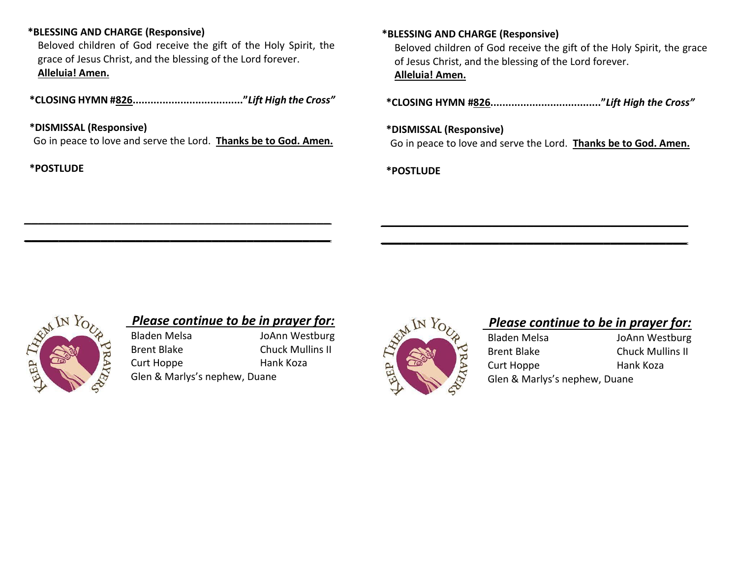**\*BLESSING AND CHARGE (Responsive)**

Beloved children of God receive the gift of the Holy Spirit, the grace of Jesus Christ, and the blessing of the Lord forever.
**Alleluia! Amen.**

**\*CLOSING HYMN #826...................................."*Lift High the Cross"***

**\*DISMISSAL (Responsive)**

Go in peace to love and serve the Lord. **Thanks be to God. Amen.**

**\*POSTLUDE**

---

KEEP THEM IN YOUR PRAYERS

***Please continue to be in prayer for:***

| | |
|---|---|
| Bladen Melsa | JoAnn Westburg |
| Brent Blake | Chuck Mullins II |
| Curt Hoppe | Hank Koza |
| Glen & Marlys's nephew, Duane | |

**\*BLESSING AND CHARGE (Responsive)**

Beloved children of God receive the gift of the Holy Spirit, the grace of Jesus Christ, and the blessing of the Lord forever.
**Alleluia! Amen.**

**\*CLOSING HYMN #826...................................."*Lift High the Cross"***

**\*DISMISSAL (Responsive)**

Go in peace to love and serve the Lord. **Thanks be to God. Amen.**

**\*POSTLUDE**

---

KEEP THEM IN YOUR PRAYERS

***Please continue to be in prayer for:***

| | |
|---|---|
| Bladen Melsa | JoAnn Westburg |
| Brent Blake | Chuck Mullins II |
| Curt Hoppe | Hank Koza |
| Glen & Marlys's nephew, Duane | |